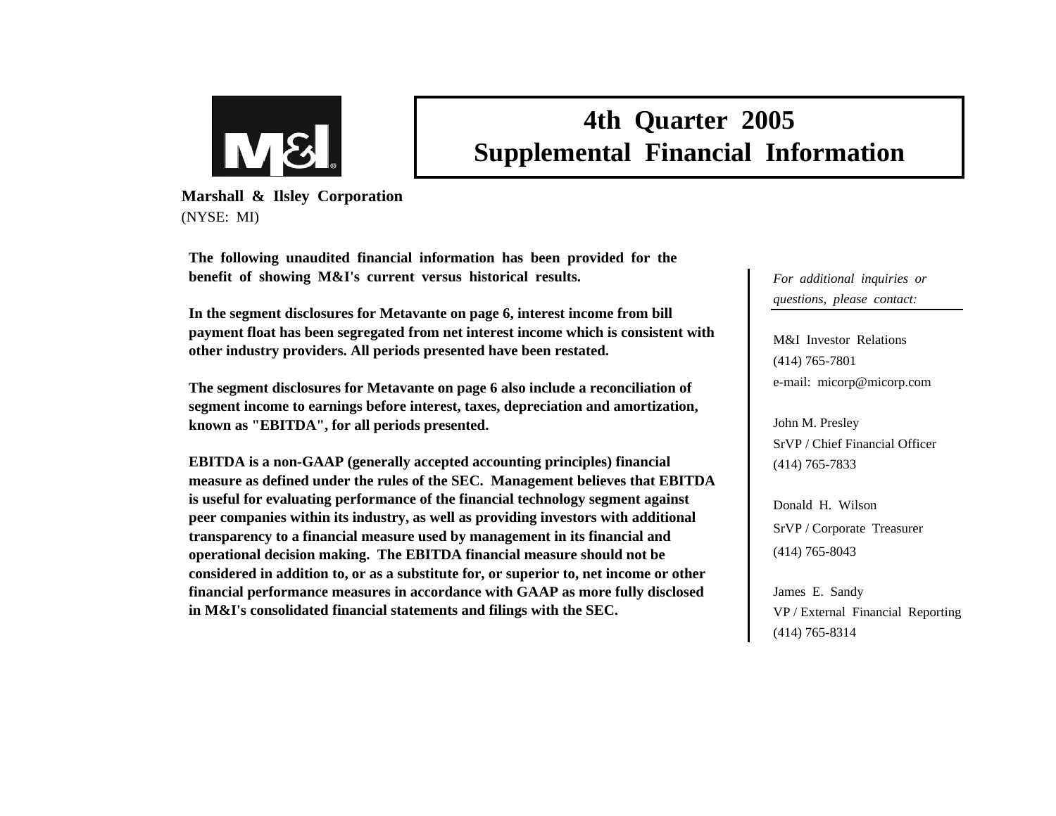# 4th Quarter 2005
# Supplemental Financial Information

**Marshall & Ilsley Corporation**
(NYSE: MI)

**The following unaudited financial information has been provided for the benefit of showing M&I's current versus historical results.**

**In the segment disclosures for Metavante on page 6, interest income from bill payment float has been segregated from net interest income which is consistent with other industry providers. All periods presented have been restated.**

**The segment disclosures for Metavante on page 6 also include a reconciliation of segment income to earnings before interest, taxes, depreciation and amortization, known as "EBITDA", for all periods presented.**

**EBITDA is a non-GAAP (generally accepted accounting principles) financial measure as defined under the rules of the SEC. Management believes that EBITDA is useful for evaluating performance of the financial technology segment against peer companies within its industry, as well as providing investors with additional transparency to a financial measure used by management in its financial and operational decision making. The EBITDA financial measure should not be considered in addition to, or as a substitute for, or superior to, net income or other financial performance measures in accordance with GAAP as more fully disclosed in M&I's consolidated financial statements and filings with the SEC.**

*For additional inquiries or questions, please contact:*

M&I Investor Relations
(414) 765-7801
e-mail: micorp@micorp.com

John M. Presley
SrVP / Chief Financial Officer
(414) 765-7833

Donald H. Wilson
SrVP / Corporate Treasurer
(414) 765-8043

James E. Sandy
VP / External Financial Reporting
(414) 765-8314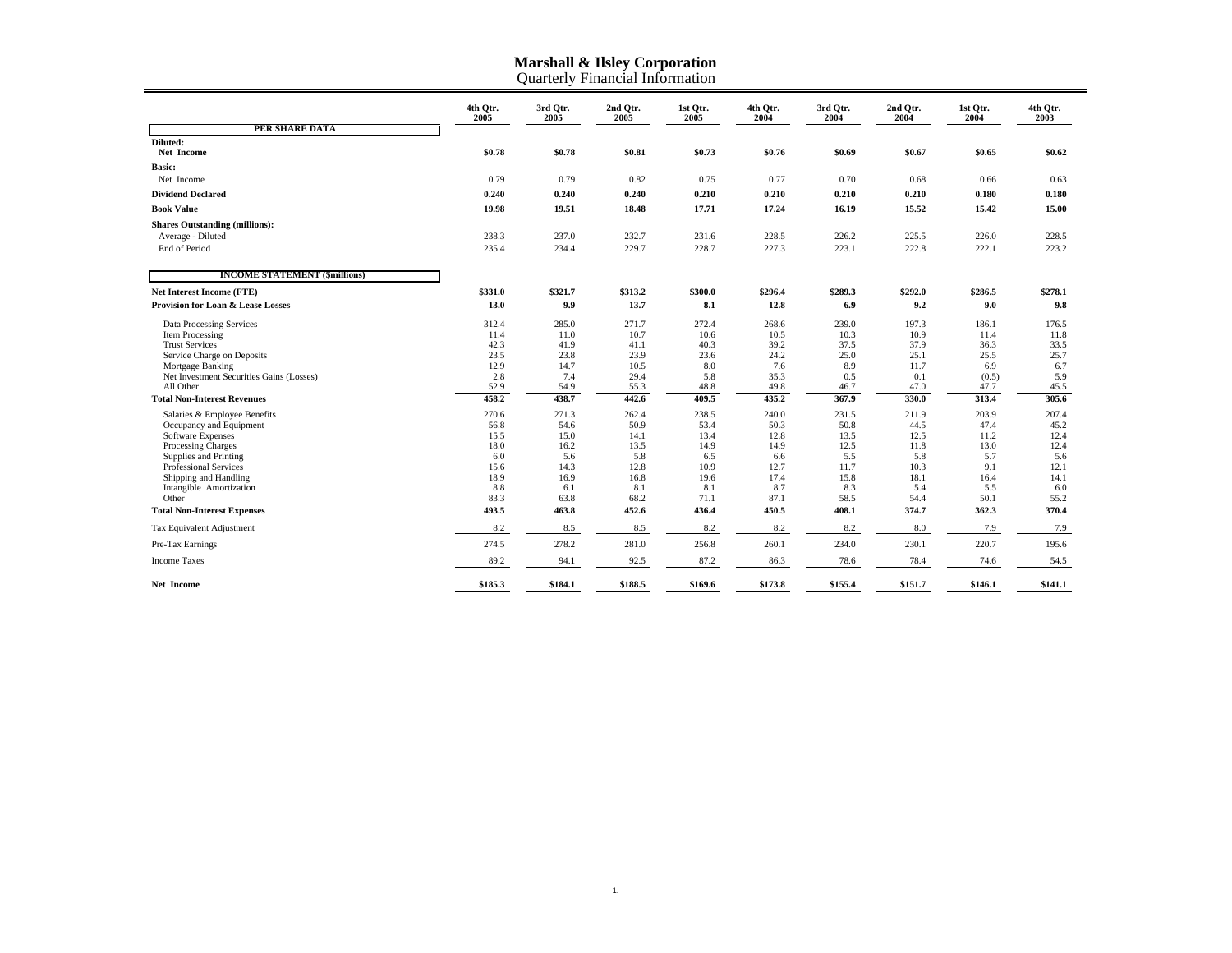# Marshall & Ilsley Corporation
## Quarterly Financial Information

| | 4th Qtr. 2005 | 3rd Qtr. 2005 | 2nd Qtr. 2005 | 1st Qtr. 2005 | 4th Qtr. 2004 | 3rd Qtr. 2004 | 2nd Qtr. 2004 | 1st Qtr. 2004 | 4th Qtr. 2003 |
|---|---|---|---|---|---|---|---|---|---|
| **PER SHARE DATA** | | | | | | | | | |
| **Diluted:** | | | | | | | | | |
| **Net Income** | **$0.78** | **$0.78** | **$0.81** | **$0.73** | **$0.76** | **$0.69** | **$0.67** | **$0.65** | **$0.62** |
| **Basic:** | | | | | | | | | |
| Net Income | 0.79 | 0.79 | 0.82 | 0.75 | 0.77 | 0.70 | 0.68 | 0.66 | 0.63 |
| **Dividend Declared** | **0.240** | **0.240** | **0.240** | **0.210** | **0.210** | **0.210** | **0.210** | **0.180** | **0.180** |
| **Book Value** | **19.98** | **19.51** | **18.48** | **17.71** | **17.24** | **16.19** | **15.52** | **15.42** | **15.00** |
| **Shares Outstanding (millions):** | | | | | | | | | |
| Average - Diluted | 238.3 | 237.0 | 232.7 | 231.6 | 228.5 | 226.2 | 225.5 | 226.0 | 228.5 |
| End of Period | 235.4 | 234.4 | 229.7 | 228.7 | 227.3 | 223.1 | 222.8 | 222.1 | 223.2 |
| **INCOME STATEMENT ($millions)** | | | | | | | | | |
| **Net Interest Income (FTE)** | **$331.0** | **$321.7** | **$313.2** | **$300.0** | **$296.4** | **$289.3** | **$292.0** | **$286.5** | **$278.1** |
| **Provision for Loan & Lease Losses** | **13.0** | **9.9** | **13.7** | **8.1** | **12.8** | **6.9** | **9.2** | **9.0** | **9.8** |
| Data Processing Services | 312.4 | 285.0 | 271.7 | 272.4 | 268.6 | 239.0 | 197.3 | 186.1 | 176.5 |
| Item Processing | 11.4 | 11.0 | 10.7 | 10.6 | 10.5 | 10.3 | 10.9 | 11.4 | 11.8 |
| Trust Services | 42.3 | 41.9 | 41.1 | 40.3 | 39.2 | 37.5 | 37.9 | 36.3 | 33.5 |
| Service Charge on Deposits | 23.5 | 23.8 | 23.9 | 23.6 | 24.2 | 25.0 | 25.1 | 25.5 | 25.7 |
| Mortgage Banking | 12.9 | 14.7 | 10.5 | 8.0 | 7.6 | 8.9 | 11.7 | 6.9 | 6.7 |
| Net Investment Securities Gains (Losses) | 2.8 | 7.4 | 29.4 | 5.8 | 35.3 | 0.5 | 0.1 | (0.5) | 5.9 |
| All Other | 52.9 | 54.9 | 55.3 | 48.8 | 49.8 | 46.7 | 47.0 | 47.7 | 45.5 |
| **Total Non-Interest Revenues** | **458.2** | **438.7** | **442.6** | **409.5** | **435.2** | **367.9** | **330.0** | **313.4** | **305.6** |
| Salaries & Employee Benefits | 270.6 | 271.3 | 262.4 | 238.5 | 240.0 | 231.5 | 211.9 | 203.9 | 207.4 |
| Occupancy and Equipment | 56.8 | 54.6 | 50.9 | 53.4 | 50.3 | 50.8 | 44.5 | 47.4 | 45.2 |
| Software Expenses | 15.5 | 15.0 | 14.1 | 13.4 | 12.8 | 13.5 | 12.5 | 11.2 | 12.4 |
| Processing Charges | 18.0 | 16.2 | 13.5 | 14.9 | 14.9 | 12.5 | 11.8 | 13.0 | 12.4 |
| Supplies and Printing | 6.0 | 5.6 | 5.8 | 6.5 | 6.6 | 5.5 | 5.8 | 5.7 | 5.6 |
| Professional Services | 15.6 | 14.3 | 12.8 | 10.9 | 12.7 | 11.7 | 10.3 | 9.1 | 12.1 |
| Shipping and Handling | 18.9 | 16.9 | 16.8 | 19.6 | 17.4 | 15.8 | 18.1 | 16.4 | 14.1 |
| Intangible Amortization | 8.8 | 6.1 | 8.1 | 8.1 | 8.7 | 8.3 | 5.4 | 5.5 | 6.0 |
| Other | 83.3 | 63.8 | 68.2 | 71.1 | 87.1 | 58.5 | 54.4 | 50.1 | 55.2 |
| **Total Non-Interest Expenses** | **493.5** | **463.8** | **452.6** | **436.4** | **450.5** | **408.1** | **374.7** | **362.3** | **370.4** |
| Tax Equivalent Adjustment | 8.2 | 8.5 | 8.5 | 8.2 | 8.2 | 8.2 | 8.0 | 7.9 | 7.9 |
| Pre-Tax Earnings | 274.5 | 278.2 | 281.0 | 256.8 | 260.1 | 234.0 | 230.1 | 220.7 | 195.6 |
| Income Taxes | 89.2 | 94.1 | 92.5 | 87.2 | 86.3 | 78.6 | 78.4 | 74.6 | 54.5 |
| **Net Income** | **$185.3** | **$184.1** | **$188.5** | **$169.6** | **$173.8** | **$155.4** | **$151.7** | **$146.1** | **$141.1** |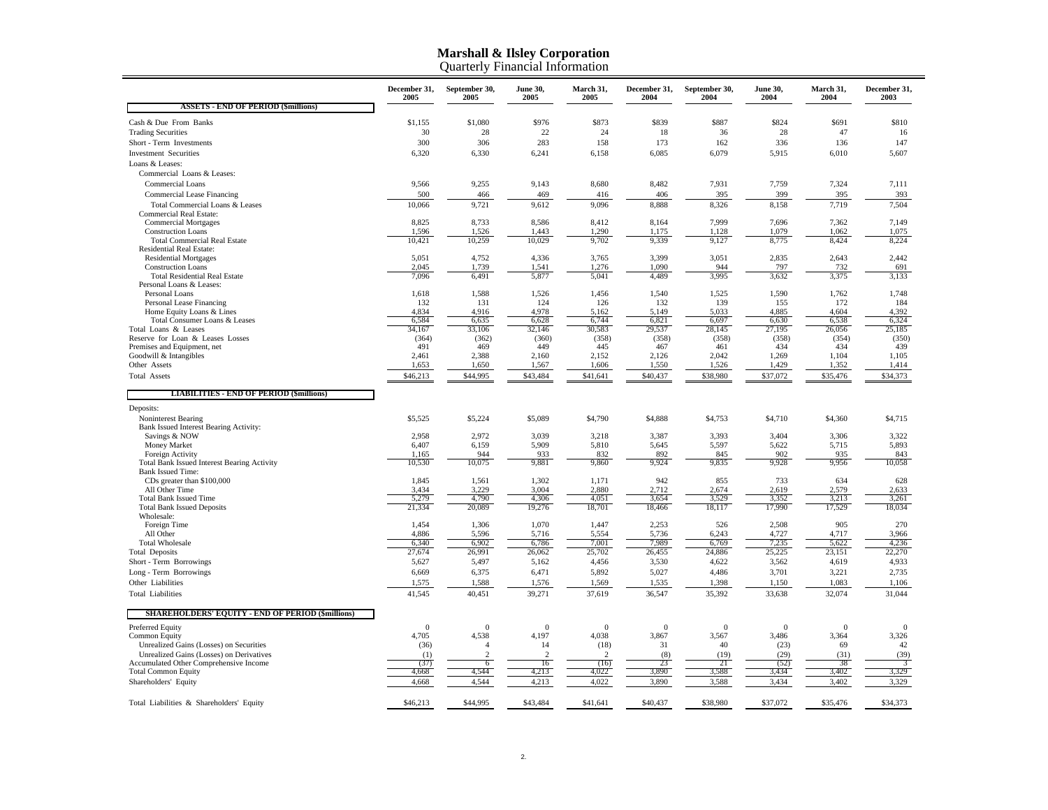# Marshall & Ilsley Corporation

## Quarterly Financial Information

| | December 31, 2005 | September 30, 2005 | June 30, 2005 | March 31, 2005 | December 31, 2004 | September 30, 2004 | June 30, 2004 | March 31, 2004 | December 31, 2003 |
|---|---|---|---|---|---|---|---|---|---|
| **ASSETS - END OF PERIOD ($millions)** | | | | | | | | | |
| Cash & Due From Banks | $1,155 | $1,080 | $976 | $873 | $839 | $887 | $824 | $691 | $810 |
| Trading Securities | 30 | 28 | 22 | 24 | 18 | 36 | 28 | 47 | 16 |
| Short - Term Investments | 300 | 306 | 283 | 158 | 173 | 162 | 336 | 136 | 147 |
| Investment Securities | 6,320 | 6,330 | 6,241 | 6,158 | 6,085 | 6,079 | 5,915 | 6,010 | 5,607 |
| Loans & Leases: | | | | | | | | | |
| Commercial Loans & Leases: | | | | | | | | | |
| Commercial Loans | 9,566 | 9,255 | 9,143 | 8,680 | 8,482 | 7,931 | 7,759 | 7,324 | 7,111 |
| Commercial Lease Financing | 500 | 466 | 469 | 416 | 406 | 395 | 399 | 395 | 393 |
| Total Commercial Loans & Leases | 10,066 | 9,721 | 9,612 | 9,096 | 8,888 | 8,326 | 8,158 | 7,719 | 7,504 |
| Commercial Real Estate: | | | | | | | | | |
| Commercial Mortgages | 8,825 | 8,733 | 8,586 | 8,412 | 8,164 | 7,999 | 7,696 | 7,362 | 7,149 |
| Construction Loans | 1,596 | 1,526 | 1,443 | 1,290 | 1,175 | 1,128 | 1,079 | 1,062 | 1,075 |
| Total Commercial Real Estate | 10,421 | 10,259 | 10,029 | 9,702 | 9,339 | 9,127 | 8,775 | 8,424 | 8,224 |
| Residential Real Estate: | | | | | | | | | |
| Residential Mortgages | 5,051 | 4,752 | 4,336 | 3,765 | 3,399 | 3,051 | 2,835 | 2,643 | 2,442 |
| Construction Loans | 2,045 | 1,739 | 1,541 | 1,276 | 1,090 | 944 | 797 | 732 | 691 |
| Total Residential Real Estate | 7,096 | 6,491 | 5,877 | 5,041 | 4,489 | 3,995 | 3,632 | 3,375 | 3,133 |
| Personal Loans & Leases: | | | | | | | | | |
| Personal Loans | 1,618 | 1,588 | 1,526 | 1,456 | 1,540 | 1,525 | 1,590 | 1,762 | 1,748 |
| Personal Lease Financing | 132 | 131 | 124 | 126 | 132 | 139 | 155 | 172 | 184 |
| Home Equity Loans & Lines | 4,834 | 4,916 | 4,978 | 5,162 | 5,149 | 5,033 | 4,885 | 4,604 | 4,392 |
| Total Consumer Loans & Leases | 6,584 | 6,635 | 6,628 | 6,744 | 6,821 | 6,697 | 6,630 | 6,538 | 6,324 |
| Total Loans & Leases | 34,167 | 33,106 | 32,146 | 30,583 | 29,537 | 28,145 | 27,195 | 26,056 | 25,185 |
| Reserve for Loan & Leases Losses | (364) | (362) | (360) | (358) | (358) | (358) | (358) | (354) | (350) |
| Premises and Equipment, net | 491 | 469 | 449 | 445 | 467 | 461 | 434 | 434 | 439 |
| Goodwill & Intangibles | 2,461 | 2,388 | 2,160 | 2,152 | 2,126 | 2,042 | 1,269 | 1,104 | 1,105 |
| Other Assets | 1,653 | 1,650 | 1,567 | 1,606 | 1,550 | 1,526 | 1,429 | 1,352 | 1,414 |
| Total Assets | $46,213 | $44,995 | $43,484 | $41,641 | $40,437 | $38,980 | $37,072 | $35,476 | $34,373 |
| **LIABILITIES - END OF PERIOD ($millions)** | | | | | | | | | |
| Deposits: | | | | | | | | | |
| Noninterest Bearing | $5,525 | $5,224 | $5,089 | $4,790 | $4,888 | $4,753 | $4,710 | $4,360 | $4,715 |
| Bank Issued Interest Bearing Activity: | | | | | | | | | |
| Savings & NOW | 2,958 | 2,972 | 3,039 | 3,218 | 3,387 | 3,393 | 3,404 | 3,306 | 3,322 |
| Money Market | 6,407 | 6,159 | 5,909 | 5,810 | 5,645 | 5,597 | 5,622 | 5,715 | 5,893 |
| Foreign Activity | 1,165 | 944 | 933 | 832 | 892 | 845 | 902 | 935 | 843 |
| Total Bank Issued Interest Bearing Activity | 10,530 | 10,075 | 9,881 | 9,860 | 9,924 | 9,835 | 9,928 | 9,956 | 10,058 |
| Bank Issued Time: | | | | | | | | | |
| CDs greater than $100,000 | 1,845 | 1,561 | 1,302 | 1,171 | 942 | 855 | 733 | 634 | 628 |
| All Other Time | 3,434 | 3,229 | 3,004 | 2,880 | 2,712 | 2,674 | 2,619 | 2,579 | 2,633 |
| Total Bank Issued Time | 5,279 | 4,790 | 4,306 | 4,051 | 3,654 | 3,529 | 3,352 | 3,213 | 3,261 |
| Total Bank Issued Deposits | 21,334 | 20,089 | 19,276 | 18,701 | 18,466 | 18,117 | 17,990 | 17,529 | 18,034 |
| Wholesale: | | | | | | | | | |
| Foreign Time | 1,454 | 1,306 | 1,070 | 1,447 | 2,253 | 526 | 2,508 | 905 | 270 |
| All Other | 4,886 | 5,596 | 5,716 | 5,554 | 5,736 | 6,243 | 4,727 | 4,717 | 3,966 |
| Total Wholesale | 6,340 | 6,902 | 6,786 | 7,001 | 7,989 | 6,769 | 7,235 | 5,622 | 4,236 |
| Total Deposits | 27,674 | 26,991 | 26,062 | 25,702 | 26,455 | 24,886 | 25,225 | 23,151 | 22,270 |
| Short - Term Borrowings | 5,627 | 5,497 | 5,162 | 4,456 | 3,530 | 4,622 | 3,562 | 4,619 | 4,933 |
| Long - Term Borrowings | 6,669 | 6,375 | 6,471 | 5,892 | 5,027 | 4,486 | 3,701 | 3,221 | 2,735 |
| Other Liabilities | 1,575 | 1,588 | 1,576 | 1,569 | 1,535 | 1,398 | 1,150 | 1,083 | 1,106 |
| Total Liabilities | 41,545 | 40,451 | 39,271 | 37,619 | 36,547 | 35,392 | 33,638 | 32,074 | 31,044 |
| **SHAREHOLDERS' EQUITY - END OF PERIOD ($millions)** | | | | | | | | | |
| Preferred Equity | 0 | 0 | 0 | 0 | 0 | 0 | 0 | 0 | 0 |
| Common Equity | 4,705 | 4,538 | 4,197 | 4,038 | 3,867 | 3,567 | 3,486 | 3,364 | 3,326 |
| Unrealized Gains (Losses) on Securities | (36) | 4 | 14 | (18) | 31 | 40 | (23) | 69 | 42 |
| Unrealized Gains (Losses) on Derivatives | (1) | 2 | 2 | 2 | (8) | (19) | (29) | (31) | (39) |
| Accumulated Other Comprehensive Income | (37) | 6 | 16 | (16) | 23 | 21 | (52) | 38 | 3 |
| Total Common Equity | 4,668 | 4,544 | 4,213 | 4,022 | 3,890 | 3,588 | 3,434 | 3,402 | 3,329 |
| Shareholders' Equity | 4,668 | 4,544 | 4,213 | 4,022 | 3,890 | 3,588 | 3,434 | 3,402 | 3,329 |
| Total Liabilities & Shareholders' Equity | $46,213 | $44,995 | $43,484 | $41,641 | $40,437 | $38,980 | $37,072 | $35,476 | $34,373 |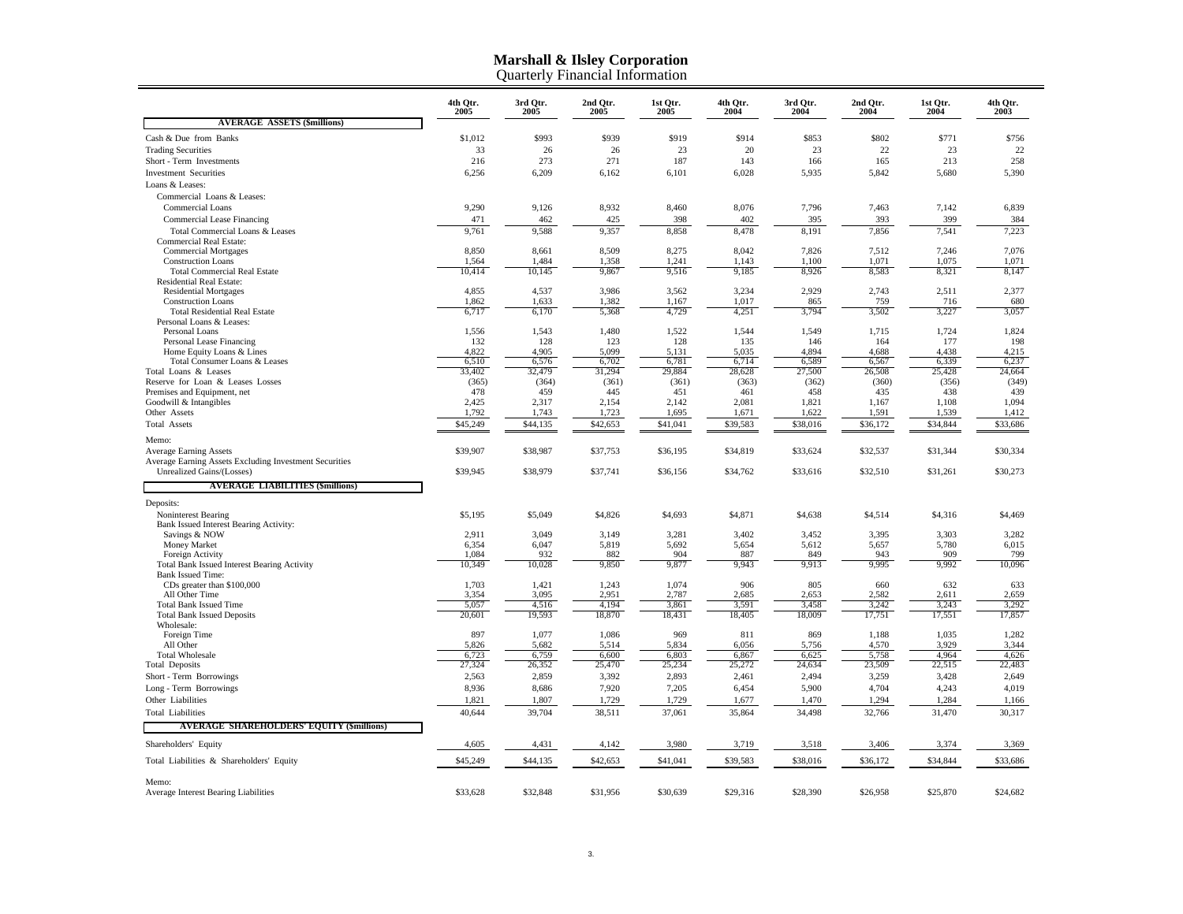# Marshall & Ilsley Corporation
## Quarterly Financial Information

| | 4th Qtr. 2005 | 3rd Qtr. 2005 | 2nd Qtr. 2005 | 1st Qtr. 2005 | 4th Qtr. 2004 | 3rd Qtr. 2004 | 2nd Qtr. 2004 | 1st Qtr. 2004 | 4th Qtr. 2003 |
|---|---|---|---|---|---|---|---|---|---|
| **AVERAGE ASSETS ($millions)** | | | | | | | | | |
| Cash & Due from Banks | $1,012 | $993 | $939 | $919 | $914 | $853 | $802 | $771 | $756 |
| Trading Securities | 33 | 26 | 26 | 23 | 20 | 23 | 22 | 23 | 22 |
| Short - Term Investments | 216 | 273 | 271 | 187 | 143 | 166 | 165 | 213 | 258 |
| Investment Securities | 6,256 | 6,209 | 6,162 | 6,101 | 6,028 | 5,935 | 5,842 | 5,680 | 5,390 |
| Loans & Leases: | | | | | | | | | |
| Commercial Loans & Leases: | | | | | | | | | |
| Commercial Loans | 9,290 | 9,126 | 8,932 | 8,460 | 8,076 | 7,796 | 7,463 | 7,142 | 6,839 |
| Commercial Lease Financing | 471 | 462 | 425 | 398 | 402 | 395 | 393 | 399 | 384 |
| Total Commercial Loans & Leases | 9,761 | 9,588 | 9,357 | 8,858 | 8,478 | 8,191 | 7,856 | 7,541 | 7,223 |
| Commercial Real Estate: | | | | | | | | | |
| Commercial Mortgages | 8,850 | 8,661 | 8,509 | 8,275 | 8,042 | 7,826 | 7,512 | 7,246 | 7,076 |
| Construction Loans | 1,564 | 1,484 | 1,358 | 1,241 | 1,143 | 1,100 | 1,071 | 1,075 | 1,071 |
| Total Commercial Real Estate | 10,414 | 10,145 | 9,867 | 9,516 | 9,185 | 8,926 | 8,583 | 8,321 | 8,147 |
| Residential Real Estate: | | | | | | | | | |
| Residential Mortgages | 4,855 | 4,537 | 3,986 | 3,562 | 3,234 | 2,929 | 2,743 | 2,511 | 2,377 |
| Construction Loans | 1,862 | 1,633 | 1,382 | 1,167 | 1,017 | 865 | 759 | 716 | 680 |
| Total Residential Real Estate | 6,717 | 6,170 | 5,368 | 4,729 | 4,251 | 3,794 | 3,502 | 3,227 | 3,057 |
| Personal Loans & Leases: | | | | | | | | | |
| Personal Loans | 1,556 | 1,543 | 1,480 | 1,522 | 1,544 | 1,549 | 1,715 | 1,724 | 1,824 |
| Personal Lease Financing | 132 | 128 | 123 | 128 | 135 | 146 | 164 | 177 | 198 |
| Home Equity Loans & Lines | 4,822 | 4,905 | 5,099 | 5,131 | 5,035 | 4,894 | 4,688 | 4,438 | 4,215 |
| Total Consumer Loans & Leases | 6,510 | 6,576 | 6,702 | 6,781 | 6,714 | 6,589 | 6,567 | 6,339 | 6,237 |
| Total Loans & Leases | 33,402 | 32,479 | 31,294 | 29,884 | 28,628 | 27,500 | 26,508 | 25,428 | 24,664 |
| Reserve for Loan & Leases Losses | (365) | (364) | (361) | (361) | (363) | (362) | (360) | (356) | (349) |
| Premises and Equipment, net | 478 | 459 | 445 | 451 | 461 | 458 | 435 | 438 | 439 |
| Goodwill & Intangibles | 2,425 | 2,317 | 2,154 | 2,142 | 2,081 | 1,821 | 1,167 | 1,108 | 1,094 |
| Other Assets | 1,792 | 1,743 | 1,723 | 1,695 | 1,671 | 1,622 | 1,591 | 1,539 | 1,412 |
| Total Assets | $45,249 | $44,135 | $42,653 | $41,041 | $39,583 | $38,016 | $36,172 | $34,844 | $33,686 |
| Memo: | | | | | | | | | |
| Average Earning Assets | $39,907 | $38,987 | $37,753 | $36,195 | $34,819 | $33,624 | $32,537 | $31,344 | $30,334 |
| Average Earning Assets Excluding Investment Securities Unrealized Gains/(Losses) | $39,945 | $38,979 | $37,741 | $36,156 | $34,762 | $33,616 | $32,510 | $31,261 | $30,273 |
| **AVERAGE LIABILITIES ($millions)** | | | | | | | | | |
| Deposits: | | | | | | | | | |
| Noninterest Bearing | $5,195 | $5,049 | $4,826 | $4,693 | $4,871 | $4,638 | $4,514 | $4,316 | $4,469 |
| Bank Issued Interest Bearing Activity: | | | | | | | | | |
| Savings & NOW | 2,911 | 3,049 | 3,149 | 3,281 | 3,402 | 3,452 | 3,395 | 3,303 | 3,282 |
| Money Market | 6,354 | 6,047 | 5,819 | 5,692 | 5,654 | 5,612 | 5,657 | 5,780 | 6,015 |
| Foreign Activity | 1,084 | 932 | 882 | 904 | 887 | 849 | 943 | 909 | 799 |
| Total Bank Issued Interest Bearing Activity | 10,349 | 10,028 | 9,850 | 9,877 | 9,943 | 9,913 | 9,995 | 9,992 | 10,096 |
| Bank Issued Time: | | | | | | | | | |
| CDs greater than $100,000 | 1,703 | 1,421 | 1,243 | 1,074 | 906 | 805 | 660 | 632 | 633 |
| All Other Time | 3,354 | 3,095 | 2,951 | 2,787 | 2,685 | 2,653 | 2,582 | 2,611 | 2,659 |
| Total Bank Issued Time | 5,057 | 4,516 | 4,194 | 3,861 | 3,591 | 3,458 | 3,242 | 3,243 | 3,292 |
| Total Bank Issued Deposits | 20,601 | 19,593 | 18,870 | 18,431 | 18,405 | 18,009 | 17,751 | 17,551 | 17,857 |
| Wholesale: | | | | | | | | | |
| Foreign Time | 897 | 1,077 | 1,086 | 969 | 811 | 869 | 1,188 | 1,035 | 1,282 |
| All Other | 5,826 | 5,682 | 5,514 | 5,834 | 6,056 | 5,756 | 4,570 | 3,929 | 3,344 |
| Total Wholesale | 6,723 | 6,759 | 6,600 | 6,803 | 6,867 | 6,625 | 5,758 | 4,964 | 4,626 |
| Total Deposits | 27,324 | 26,352 | 25,470 | 25,234 | 25,272 | 24,634 | 23,509 | 22,515 | 22,483 |
| Short - Term Borrowings | 2,563 | 2,859 | 3,392 | 2,893 | 2,461 | 2,494 | 3,259 | 3,428 | 2,649 |
| Long - Term Borrowings | 8,936 | 8,686 | 7,920 | 7,205 | 6,454 | 5,900 | 4,704 | 4,243 | 4,019 |
| Other Liabilities | 1,821 | 1,807 | 1,729 | 1,729 | 1,677 | 1,470 | 1,294 | 1,284 | 1,166 |
| Total Liabilities | 40,644 | 39,704 | 38,511 | 37,061 | 35,864 | 34,498 | 32,766 | 31,470 | 30,317 |
| **AVERAGE SHAREHOLDERS' EQUITY ($millions)** | | | | | | | | | |
| Shareholders' Equity | 4,605 | 4,431 | 4,142 | 3,980 | 3,719 | 3,518 | 3,406 | 3,374 | 3,369 |
| Total Liabilities & Shareholders' Equity | $45,249 | $44,135 | $42,653 | $41,041 | $39,583 | $38,016 | $36,172 | $34,844 | $33,686 |
| Memo: | | | | | | | | | |
| Average Interest Bearing Liabilities | $33,628 | $32,848 | $31,956 | $30,639 | $29,316 | $28,390 | $26,958 | $25,870 | $24,682 |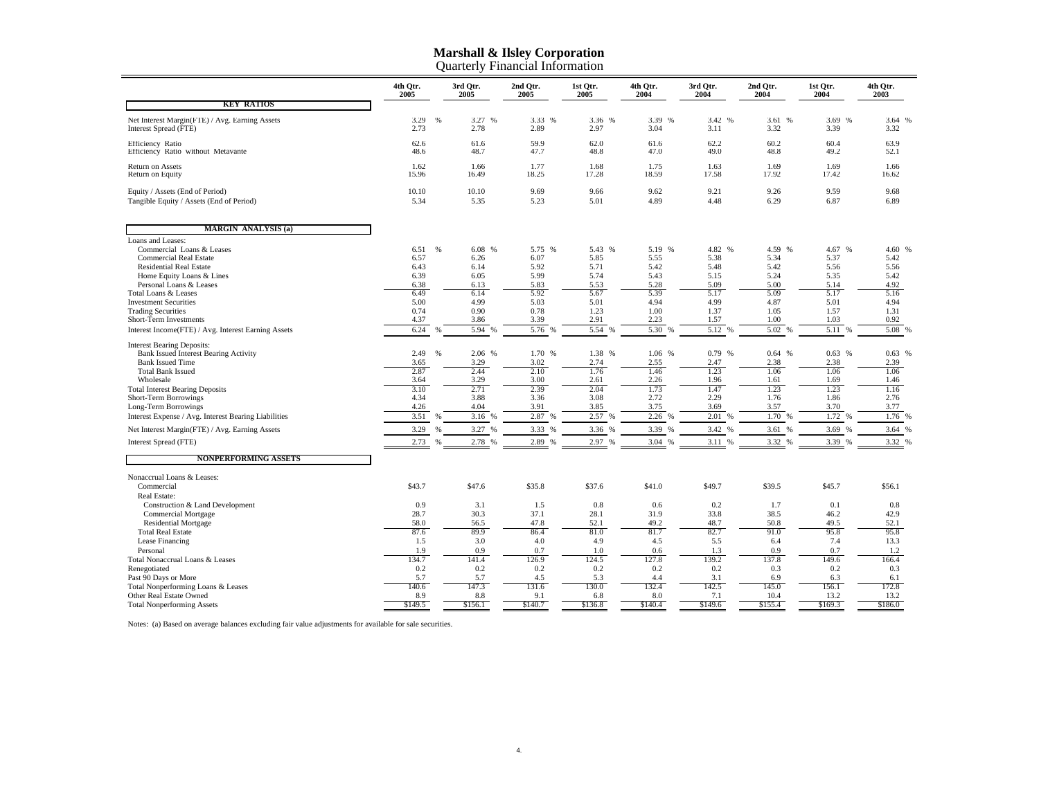# Marshall & Ilsley Corporation
## Quarterly Financial Information

| | 4th Qtr. 2005 | 3rd Qtr. 2005 | 2nd Qtr. 2005 | 1st Qtr. 2005 | 4th Qtr. 2004 | 3rd Qtr. 2004 | 2nd Qtr. 2004 | 1st Qtr. 2004 | 4th Qtr. 2003 |
|---|---|---|---|---|---|---|---|---|---|
| **KEY RATIOS** | | | | | | | | | |
| Net Interest Margin(FTE) / Avg. Earning Assets | 3.29 % | 3.27 % | 3.33 % | 3.36 % | 3.39 % | 3.42 % | 3.61 % | 3.69 % | 3.64 % |
| Interest Spread (FTE) | 2.73 | 2.78 | 2.89 | 2.97 | 3.04 | 3.11 | 3.32 | 3.39 | 3.32 |
| Efficiency Ratio | 62.6 | 61.6 | 59.9 | 62.0 | 61.6 | 62.2 | 60.2 | 60.4 | 63.9 |
| Efficiency Ratio without Metavante | 48.6 | 48.7 | 47.7 | 48.8 | 47.0 | 49.0 | 48.8 | 49.2 | 52.1 |
| Return on Assets | 1.62 | 1.66 | 1.77 | 1.68 | 1.75 | 1.63 | 1.69 | 1.69 | 1.66 |
| Return on Equity | 15.96 | 16.49 | 18.25 | 17.28 | 18.59 | 17.58 | 17.92 | 17.42 | 16.62 |
| Equity / Assets (End of Period) | 10.10 | 10.10 | 9.69 | 9.66 | 9.62 | 9.21 | 9.26 | 9.59 | 9.68 |
| Tangible Equity / Assets (End of Period) | 5.34 | 5.35 | 5.23 | 5.01 | 4.89 | 4.48 | 6.29 | 6.87 | 6.89 |
| **MARGIN ANALYSIS (a)** | | | | | | | | | |
| Loans and Leases: | | | | | | | | | |
| Commercial Loans & Leases | 6.51 % | 6.08 % | 5.75 % | 5.43 % | 5.19 % | 4.82 % | 4.59 % | 4.67 % | 4.60 % |
| Commercial Real Estate | 6.57 | 6.26 | 6.07 | 5.85 | 5.55 | 5.38 | 5.34 | 5.37 | 5.42 |
| Residential Real Estate | 6.43 | 6.14 | 5.92 | 5.71 | 5.42 | 5.48 | 5.42 | 5.56 | 5.56 |
| Home Equity Loans & Lines | 6.39 | 6.05 | 5.99 | 5.74 | 5.43 | 5.15 | 5.24 | 5.35 | 5.42 |
| Personal Loans & Leases | 6.38 | 6.13 | 5.83 | 5.53 | 5.28 | 5.09 | 5.00 | 5.14 | 4.92 |
| Total Loans & Leases | 6.49 | 6.14 | 5.92 | 5.67 | 5.39 | 5.17 | 5.09 | 5.17 | 5.16 |
| Investment Securities | 5.00 | 4.99 | 5.03 | 5.01 | 4.94 | 4.99 | 4.87 | 5.01 | 4.94 |
| Trading Securities | 0.74 | 0.90 | 0.78 | 1.23 | 1.00 | 1.37 | 1.05 | 1.57 | 1.31 |
| Short-Term Investments | 4.37 | 3.86 | 3.39 | 2.91 | 2.23 | 1.57 | 1.00 | 1.03 | 0.92 |
| Interest Income(FTE) / Avg. Interest Earning Assets | 6.24 % | 5.94 % | 5.76 % | 5.54 % | 5.30 % | 5.12 % | 5.02 % | 5.11 % | 5.08 % |
| Interest Bearing Deposits: | | | | | | | | | |
| Bank Issued Interest Bearing Activity | 2.49 % | 2.06 % | 1.70 % | 1.38 % | 1.06 % | 0.79 % | 0.64 % | 0.63 % | 0.63 % |
| Bank Issued Time | 3.65 | 3.29 | 3.02 | 2.74 | 2.55 | 2.47 | 2.38 | 2.38 | 2.39 |
| Total Bank Issued | 2.87 | 2.44 | 2.10 | 1.76 | 1.46 | 1.23 | 1.06 | 1.06 | 1.06 |
| Wholesale | 3.64 | 3.29 | 3.00 | 2.61 | 2.26 | 1.96 | 1.61 | 1.69 | 1.46 |
| Total Interest Bearing Deposits | 3.10 | 2.71 | 2.39 | 2.04 | 1.73 | 1.47 | 1.23 | 1.23 | 1.16 |
| Short-Term Borrowings | 4.34 | 3.88 | 3.36 | 3.08 | 2.72 | 2.29 | 1.76 | 1.86 | 2.76 |
| Long-Term Borrowings | 4.26 | 4.04 | 3.91 | 3.85 | 3.75 | 3.69 | 3.57 | 3.70 | 3.77 |
| Interest Expense / Avg. Interest Bearing Liabilities | 3.51 % | 3.16 % | 2.87 % | 2.57 % | 2.26 % | 2.01 % | 1.70 % | 1.72 % | 1.76 % |
| Net Interest Margin(FTE) / Avg. Earning Assets | 3.29 % | 3.27 % | 3.33 % | 3.36 % | 3.39 % | 3.42 % | 3.61 % | 3.69 % | 3.64 % |
| Interest Spread (FTE) | 2.73 % | 2.78 % | 2.89 % | 2.97 % | 3.04 % | 3.11 % | 3.32 % | 3.39 % | 3.32 % |
| **NONPERFORMING ASSETS** | | | | | | | | | |
| Nonaccrual Loans & Leases: | | | | | | | | | |
| Commercial | $43.7 | $47.6 | $35.8 | $37.6 | $41.0 | $49.7 | $39.5 | $45.7 | $56.1 |
| Real Estate: | | | | | | | | | |
| Construction & Land Development | 0.9 | 3.1 | 1.5 | 0.8 | 0.6 | 0.2 | 1.7 | 0.1 | 0.8 |
| Commercial Mortgage | 28.7 | 30.3 | 37.1 | 28.1 | 31.9 | 33.8 | 38.5 | 46.2 | 42.9 |
| Residential Mortgage | 58.0 | 56.5 | 47.8 | 52.1 | 49.2 | 48.7 | 50.8 | 49.5 | 52.1 |
| Total Real Estate | 87.6 | 89.9 | 86.4 | 81.0 | 81.7 | 82.7 | 91.0 | 95.8 | 95.8 |
| Lease Financing | 1.5 | 3.0 | 4.0 | 4.9 | 4.5 | 5.5 | 6.4 | 7.4 | 13.3 |
| Personal | 1.9 | 0.9 | 0.7 | 1.0 | 0.6 | 1.3 | 0.9 | 0.7 | 1.2 |
| Total Nonaccrual Loans & Leases | 134.7 | 141.4 | 126.9 | 124.5 | 127.8 | 139.2 | 137.8 | 149.6 | 166.4 |
| Renegotiated | 0.2 | 0.2 | 0.2 | 0.2 | 0.2 | 0.2 | 0.3 | 0.2 | 0.3 |
| Past 90 Days or More | 5.7 | 5.7 | 4.5 | 5.3 | 4.4 | 3.1 | 6.9 | 6.3 | 6.1 |
| Total Nonperforming Loans & Leases | 140.6 | 147.3 | 131.6 | 130.0 | 132.4 | 142.5 | 145.0 | 156.1 | 172.8 |
| Other Real Estate Owned | 8.9 | 8.8 | 9.1 | 6.8 | 8.0 | 7.1 | 10.4 | 13.2 | 13.2 |
| Total Nonperforming Assets | $149.5 | $156.1 | $140.7 | $136.8 | $140.4 | $149.6 | $155.4 | $169.3 | $186.0 |

Notes: (a) Based on average balances excluding fair value adjustments for available for sale securities.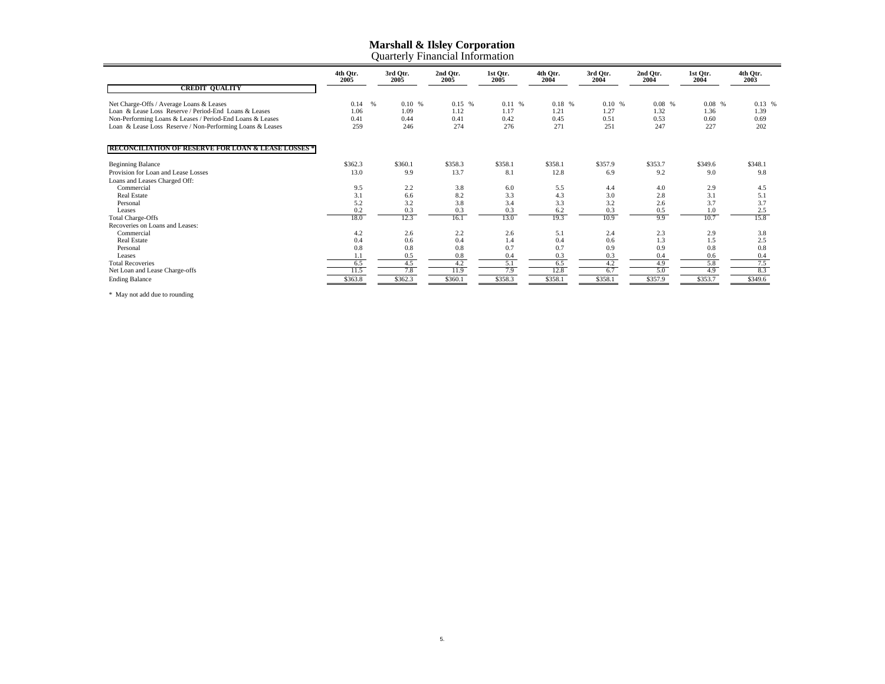# Marshall & Ilsley Corporation

## Quarterly Financial Information

| | 4th Qtr. 2005 | 3rd Qtr. 2005 | 2nd Qtr. 2005 | 1st Qtr. 2005 | 4th Qtr. 2004 | 3rd Qtr. 2004 | 2nd Qtr. 2004 | 1st Qtr. 2004 | 4th Qtr. 2003 |
|---|---|---|---|---|---|---|---|---|---|
| **CREDIT QUALITY** | | | | | | | | | |
| Net Charge-Offs / Average Loans & Leases | 0.14 % | 0.10 % | 0.15 % | 0.11 % | 0.18 % | 0.10 % | 0.08 % | 0.08 % | 0.13 % |
| Loan & Lease Loss Reserve / Period-End Loans & Leases | 1.06 | 1.09 | 1.12 | 1.17 | 1.21 | 1.27 | 1.32 | 1.36 | 1.39 |
| Non-Performing Loans & Leases / Period-End Loans & Leases | 0.41 | 0.44 | 0.41 | 0.42 | 0.45 | 0.51 | 0.53 | 0.60 | 0.69 |
| Loan & Lease Loss Reserve / Non-Performing Loans & Leases | 259 | 246 | 274 | 276 | 271 | 251 | 247 | 227 | 202 |
| **RECONCILIATION OF RESERVE FOR LOAN & LEASE LOSSES *** | | | | | | | | | |
| Beginning Balance | $362.3 | $360.1 | $358.3 | $358.1 | $358.1 | $357.9 | $353.7 | $349.6 | $348.1 |
| Provision for Loan and Lease Losses | 13.0 | 9.9 | 13.7 | 8.1 | 12.8 | 6.9 | 9.2 | 9.0 | 9.8 |
| Loans and Leases Charged Off: | | | | | | | | | |
| Commercial | 9.5 | 2.2 | 3.8 | 6.0 | 5.5 | 4.4 | 4.0 | 2.9 | 4.5 |
| Real Estate | 3.1 | 6.6 | 8.2 | 3.3 | 4.3 | 3.0 | 2.8 | 3.1 | 5.1 |
| Personal | 5.2 | 3.2 | 3.8 | 3.4 | 3.3 | 3.2 | 2.6 | 3.7 | 3.7 |
| Leases | 0.2 | 0.3 | 0.3 | 0.3 | 6.2 | 0.3 | 0.5 | 1.0 | 2.5 |
| Total Charge-Offs | 18.0 | 12.3 | 16.1 | 13.0 | 19.3 | 10.9 | 9.9 | 10.7 | 15.8 |
| Recoveries on Loans and Leases: | | | | | | | | | |
| Commercial | 4.2 | 2.6 | 2.2 | 2.6 | 5.1 | 2.4 | 2.3 | 2.9 | 3.8 |
| Real Estate | 0.4 | 0.6 | 0.4 | 1.4 | 0.4 | 0.6 | 1.3 | 1.5 | 2.5 |
| Personal | 0.8 | 0.8 | 0.8 | 0.7 | 0.7 | 0.9 | 0.9 | 0.8 | 0.8 |
| Leases | 1.1 | 0.5 | 0.8 | 0.4 | 0.3 | 0.3 | 0.4 | 0.6 | 0.4 |
| Total Recoveries | 6.5 | 4.5 | 4.2 | 5.1 | 6.5 | 4.2 | 4.9 | 5.8 | 7.5 |
| Net Loan and Lease Charge-offs | 11.5 | 7.8 | 11.9 | 7.9 | 12.8 | 6.7 | 5.0 | 4.9 | 8.3 |
| Ending Balance | $363.8 | $362.3 | $360.1 | $358.3 | $358.1 | $358.1 | $357.9 | $353.7 | $349.6 |

* May not add due to rounding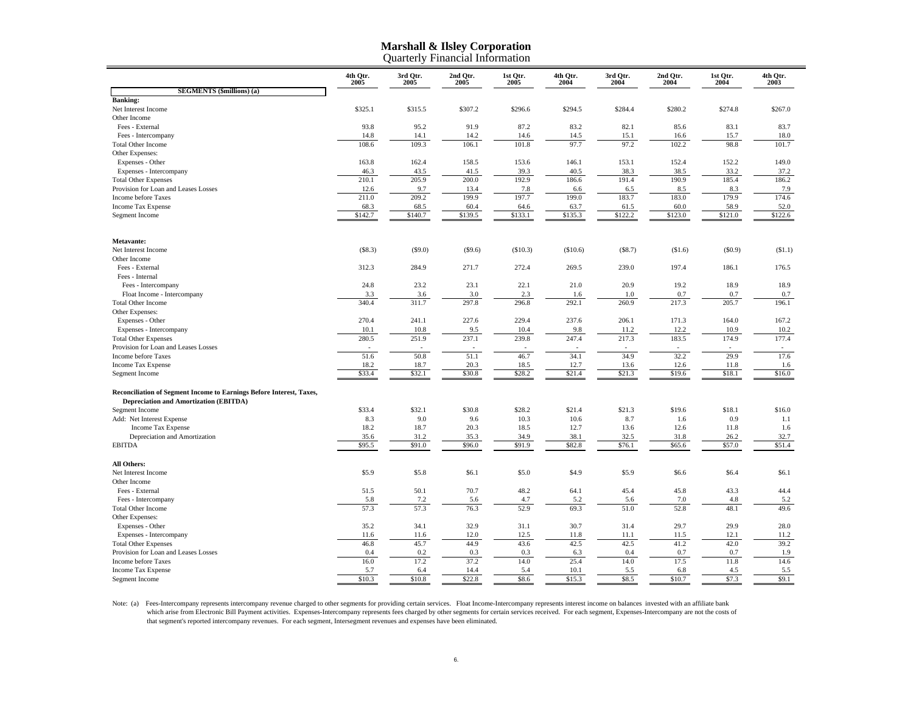# Marshall & Ilsley Corporation
## Quarterly Financial Information

| SEGMENTS ($millions) (a) | 4th Qtr. 2005 | 3rd Qtr. 2005 | 2nd Qtr. 2005 | 1st Qtr. 2005 | 4th Qtr. 2004 | 3rd Qtr. 2004 | 2nd Qtr. 2004 | 1st Qtr. 2004 | 4th Qtr. 2003 |
|---|---|---|---|---|---|---|---|---|---|
| **Banking:** | | | | | | | | | |
| Net Interest Income | $325.1 | $315.5 | $307.2 | $296.6 | $294.5 | $284.4 | $280.2 | $274.8 | $267.0 |
| Other Income | | | | | | | | | |
| Fees - External | 93.8 | 95.2 | 91.9 | 87.2 | 83.2 | 82.1 | 85.6 | 83.1 | 83.7 |
| Fees - Intercompany | 14.8 | 14.1 | 14.2 | 14.6 | 14.5 | 15.1 | 16.6 | 15.7 | 18.0 |
| Total Other Income | 108.6 | 109.3 | 106.1 | 101.8 | 97.7 | 97.2 | 102.2 | 98.8 | 101.7 |
| Other Expenses: | | | | | | | | | |
| Expenses - Other | 163.8 | 162.4 | 158.5 | 153.6 | 146.1 | 153.1 | 152.4 | 152.2 | 149.0 |
| Expenses - Intercompany | 46.3 | 43.5 | 41.5 | 39.3 | 40.5 | 38.3 | 38.5 | 33.2 | 37.2 |
| Total Other Expenses | 210.1 | 205.9 | 200.0 | 192.9 | 186.6 | 191.4 | 190.9 | 185.4 | 186.2 |
| Provision for Loan and Leases Losses | 12.6 | 9.7 | 13.4 | 7.8 | 6.6 | 6.5 | 8.5 | 8.3 | 7.9 |
| Income before Taxes | 211.0 | 209.2 | 199.9 | 197.7 | 199.0 | 183.7 | 183.0 | 179.9 | 174.6 |
| Income Tax Expense | 68.3 | 68.5 | 60.4 | 64.6 | 63.7 | 61.5 | 60.0 | 58.9 | 52.0 |
| Segment Income | $142.7 | $140.7 | $139.5 | $133.1 | $135.3 | $122.2 | $123.0 | $121.0 | $122.6 |
| | | | | | | | | | |
| **Metavante:** | | | | | | | | | |
| Net Interest Income | ($8.3) | ($9.0) | ($9.6) | ($10.3) | ($10.6) | ($8.7) | ($1.6) | ($0.9) | ($1.1) |
| Other Income | | | | | | | | | |
| Fees - External | 312.3 | 284.9 | 271.7 | 272.4 | 269.5 | 239.0 | 197.4 | 186.1 | 176.5 |
| Fees - Internal | | | | | | | | | |
| Fees - Intercompany | 24.8 | 23.2 | 23.1 | 22.1 | 21.0 | 20.9 | 19.2 | 18.9 | 18.9 |
| Float Income - Intercompany | 3.3 | 3.6 | 3.0 | 2.3 | 1.6 | 1.0 | 0.7 | 0.7 | 0.7 |
| Total Other Income | 340.4 | 311.7 | 297.8 | 296.8 | 292.1 | 260.9 | 217.3 | 205.7 | 196.1 |
| Other Expenses: | | | | | | | | | |
| Expenses - Other | 270.4 | 241.1 | 227.6 | 229.4 | 237.6 | 206.1 | 171.3 | 164.0 | 167.2 |
| Expenses - Intercompany | 10.1 | 10.8 | 9.5 | 10.4 | 9.8 | 11.2 | 12.2 | 10.9 | 10.2 |
| Total Other Expenses | 280.5 | 251.9 | 237.1 | 239.8 | 247.4 | 217.3 | 183.5 | 174.9 | 177.4 |
| Provision for Loan and Leases Losses | - | - | - | - | - | - | - | - | - |
| Income before Taxes | 51.6 | 50.8 | 51.1 | 46.7 | 34.1 | 34.9 | 32.2 | 29.9 | 17.6 |
| Income Tax Expense | 18.2 | 18.7 | 20.3 | 18.5 | 12.7 | 13.6 | 12.6 | 11.8 | 1.6 |
| Segment Income | $33.4 | $32.1 | $30.8 | $28.2 | $21.4 | $21.3 | $19.6 | $18.1 | $16.0 |
| | | | | | | | | | |
| **Reconciliation of Segment Income to Earnings Before Interest, Taxes, Depreciation and Amortization (EBITDA)** | | | | | | | | | |
| Segment Income | $33.4 | $32.1 | $30.8 | $28.2 | $21.4 | $21.3 | $19.6 | $18.1 | $16.0 |
| Add: Net Interest Expense | 8.3 | 9.0 | 9.6 | 10.3 | 10.6 | 8.7 | 1.6 | 0.9 | 1.1 |
| Income Tax Expense | 18.2 | 18.7 | 20.3 | 18.5 | 12.7 | 13.6 | 12.6 | 11.8 | 1.6 |
| Depreciation and Amortization | 35.6 | 31.2 | 35.3 | 34.9 | 38.1 | 32.5 | 31.8 | 26.2 | 32.7 |
| EBITDA | $95.5 | $91.0 | $96.0 | $91.9 | $82.8 | $76.1 | $65.6 | $57.0 | $51.4 |
| | | | | | | | | | |
| **All Others:** | | | | | | | | | |
| Net Interest Income | $5.9 | $5.8 | $6.1 | $5.0 | $4.9 | $5.9 | $6.6 | $6.4 | $6.1 |
| Other Income | | | | | | | | | |
| Fees - External | 51.5 | 50.1 | 70.7 | 48.2 | 64.1 | 45.4 | 45.8 | 43.3 | 44.4 |
| Fees - Intercompany | 5.8 | 7.2 | 5.6 | 4.7 | 5.2 | 5.6 | 7.0 | 4.8 | 5.2 |
| Total Other Income | 57.3 | 57.3 | 76.3 | 52.9 | 69.3 | 51.0 | 52.8 | 48.1 | 49.6 |
| Other Expenses: | | | | | | | | | |
| Expenses - Other | 35.2 | 34.1 | 32.9 | 31.1 | 30.7 | 31.4 | 29.7 | 29.9 | 28.0 |
| Expenses - Intercompany | 11.6 | 11.6 | 12.0 | 12.5 | 11.8 | 11.1 | 11.5 | 12.1 | 11.2 |
| Total Other Expenses | 46.8 | 45.7 | 44.9 | 43.6 | 42.5 | 42.5 | 41.2 | 42.0 | 39.2 |
| Provision for Loan and Leases Losses | 0.4 | 0.2 | 0.3 | 0.3 | 6.3 | 0.4 | 0.7 | 0.7 | 1.9 |
| Income before Taxes | 16.0 | 17.2 | 37.2 | 14.0 | 25.4 | 14.0 | 17.5 | 11.8 | 14.6 |
| Income Tax Expense | 5.7 | 6.4 | 14.4 | 5.4 | 10.1 | 5.5 | 6.8 | 4.5 | 5.5 |
| Segment Income | $10.3 | $10.8 | $22.8 | $8.6 | $15.3 | $8.5 | $10.7 | $7.3 | $9.1 |

Note: (a) Fees-Intercompany represents intercompany revenue charged to other segments for providing certain services. Float Income-Intercompany represents interest income on balances invested with an affiliate bank which arise from Electronic Bill Payment activities. Expenses-Intercompany represents fees charged by other segments for certain services received. For each segment, Expenses-Intercompany are not the costs of that segment's reported intercompany revenues. For each segment, Intersegment revenues and expenses have been eliminated.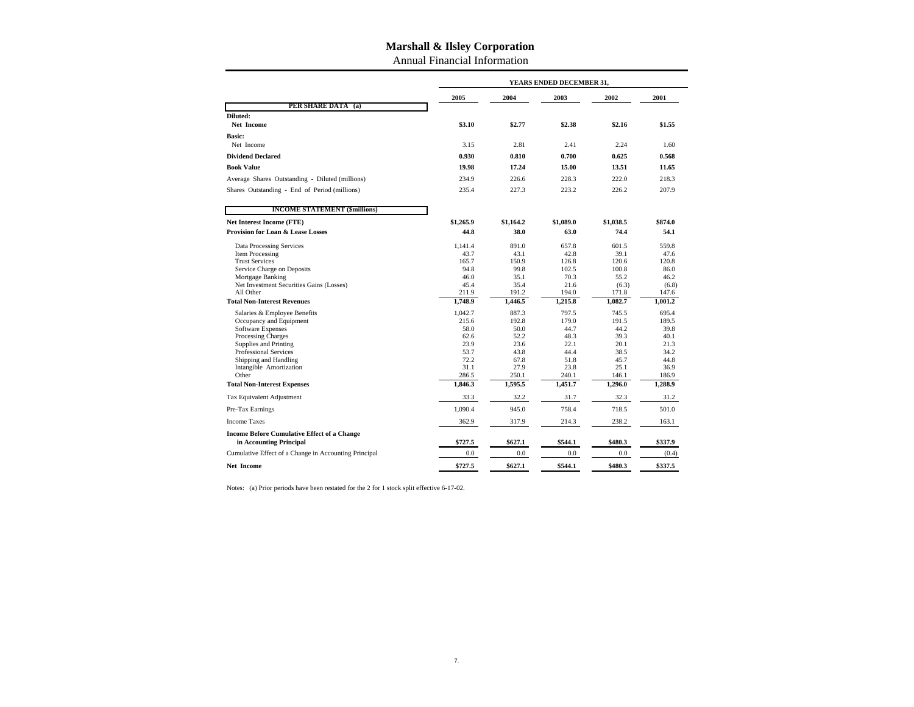# Marshall & Ilsley Corporation

Annual Financial Information

| | YEARS ENDED DECEMBER 31, | | | | |
|---|---|---|---|---|---|
| | 2005 | 2004 | 2003 | 2002 | 2001 |
| **PER SHARE DATA (a)** | | | | | |
| **Diluted:** | | | | | |
| **Net Income** | **$3.10** | **$2.77** | **$2.38** | **$2.16** | **$1.55** |
| **Basic:** | | | | | |
| Net Income | 3.15 | 2.81 | 2.41 | 2.24 | 1.60 |
| **Dividend Declared** | **0.930** | **0.810** | **0.700** | **0.625** | **0.568** |
| **Book Value** | **19.98** | **17.24** | **15.00** | **13.51** | **11.65** |
| Average Shares Outstanding - Diluted (millions) | 234.9 | 226.6 | 228.3 | 222.0 | 218.3 |
| Shares Outstanding - End of Period (millions) | 235.4 | 227.3 | 223.2 | 226.2 | 207.9 |
| **INCOME STATEMENT ($millions)** | | | | | |
| **Net Interest Income (FTE)** | **$1,265.9** | **$1,164.2** | **$1,089.0** | **$1,038.5** | **$874.0** |
| **Provision for Loan & Lease Losses** | **44.8** | **38.0** | **63.0** | **74.4** | **54.1** |
| Data Processing Services | 1,141.4 | 891.0 | 657.8 | 601.5 | 559.8 |
| Item Processing | 43.7 | 43.1 | 42.8 | 39.1 | 47.6 |
| Trust Services | 165.7 | 150.9 | 126.8 | 120.6 | 120.8 |
| Service Charge on Deposits | 94.8 | 99.8 | 102.5 | 100.8 | 86.0 |
| Mortgage Banking | 46.0 | 35.1 | 70.3 | 55.2 | 46.2 |
| Net Investment Securities Gains (Losses) | 45.4 | 35.4 | 21.6 | (6.3) | (6.8) |
| All Other | 211.9 | 191.2 | 194.0 | 171.8 | 147.6 |
| **Total Non-Interest Revenues** | **1,748.9** | **1,446.5** | **1,215.8** | **1,082.7** | **1,001.2** |
| Salaries & Employee Benefits | 1,042.7 | 887.3 | 797.5 | 745.5 | 695.4 |
| Occupancy and Equipment | 215.6 | 192.8 | 179.0 | 191.5 | 189.5 |
| Software Expenses | 58.0 | 50.0 | 44.7 | 44.2 | 39.8 |
| Processing Charges | 62.6 | 52.2 | 48.3 | 39.3 | 40.1 |
| Supplies and Printing | 23.9 | 23.6 | 22.1 | 20.1 | 21.3 |
| Professional Services | 53.7 | 43.8 | 44.4 | 38.5 | 34.2 |
| Shipping and Handling | 72.2 | 67.8 | 51.8 | 45.7 | 44.8 |
| Intangible Amortization | 31.1 | 27.9 | 23.8 | 25.1 | 36.9 |
| Other | 286.5 | 250.1 | 240.1 | 146.1 | 186.9 |
| **Total Non-Interest Expenses** | **1,846.3** | **1,595.5** | **1,451.7** | **1,296.0** | **1,288.9** |
| Tax Equivalent Adjustment | 33.3 | 32.2 | 31.7 | 32.3 | 31.2 |
| Pre-Tax Earnings | 1,090.4 | 945.0 | 758.4 | 718.5 | 501.0 |
| Income Taxes | 362.9 | 317.9 | 214.3 | 238.2 | 163.1 |
| **Income Before Cumulative Effect of a Change in Accounting Principal** | **$727.5** | **$627.1** | **$544.1** | **$480.3** | **$337.9** |
| Cumulative Effect of a Change in Accounting Principal | 0.0 | 0.0 | 0.0 | 0.0 | (0.4) |
| **Net Income** | **$727.5** | **$627.1** | **$544.1** | **$480.3** | **$337.5** |

Notes: (a) Prior periods have been restated for the 2 for 1 stock split effective 6-17-02.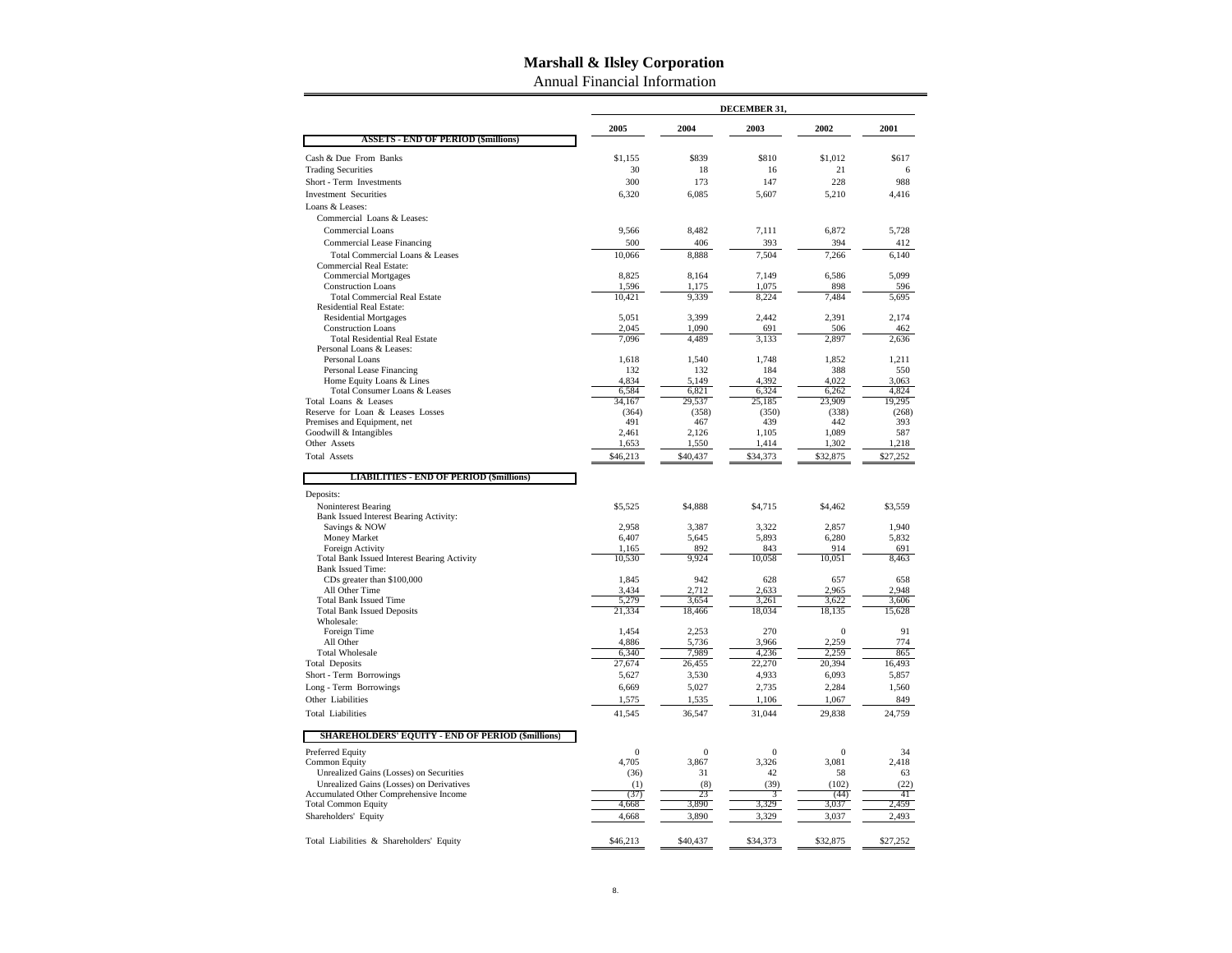# Marshall & Ilsley Corporation

## Annual Financial Information

| | DECEMBER 31, | | | | |
|---|---|---|---|---|---|
| | 2005 | 2004 | 2003 | 2002 | 2001 |
| **ASSETS - END OF PERIOD ($millions)** | | | | | |
| Cash & Due From Banks | $1,155 | $839 | $810 | $1,012 | $617 |
| Trading Securities | 30 | 18 | 16 | 21 | 6 |
| Short - Term Investments | 300 | 173 | 147 | 228 | 988 |
| Investment Securities | 6,320 | 6,085 | 5,607 | 5,210 | 4,416 |
| Loans & Leases: | | | | | |
| Commercial Loans & Leases: | | | | | |
| Commercial Loans | 9,566 | 8,482 | 7,111 | 6,872 | 5,728 |
| Commercial Lease Financing | 500 | 406 | 393 | 394 | 412 |
| Total Commercial Loans & Leases | 10,066 | 8,888 | 7,504 | 7,266 | 6,140 |
| Commercial Real Estate: | | | | | |
| Commercial Mortgages | 8,825 | 8,164 | 7,149 | 6,586 | 5,099 |
| Construction Loans | 1,596 | 1,175 | 1,075 | 898 | 596 |
| Total Commercial Real Estate | 10,421 | 9,339 | 8,224 | 7,484 | 5,695 |
| Residential Real Estate: | | | | | |
| Residential Mortgages | 5,051 | 3,399 | 2,442 | 2,391 | 2,174 |
| Construction Loans | 2,045 | 1,090 | 691 | 506 | 462 |
| Total Residential Real Estate | 7,096 | 4,489 | 3,133 | 2,897 | 2,636 |
| Personal Loans & Leases: | | | | | |
| Personal Loans | 1,618 | 1,540 | 1,748 | 1,852 | 1,211 |
| Personal Lease Financing | 132 | 132 | 184 | 388 | 550 |
| Home Equity Loans & Lines | 4,834 | 5,149 | 4,392 | 4,022 | 3,063 |
| Total Consumer Loans & Leases | 6,584 | 6,821 | 6,324 | 6,262 | 4,824 |
| Total Loans & Leases | 34,167 | 29,537 | 25,185 | 23,909 | 19,295 |
| Reserve for Loan & Leases Losses | (364) | (358) | (350) | (338) | (268) |
| Premises and Equipment, net | 491 | 467 | 439 | 442 | 393 |
| Goodwill & Intangibles | 2,461 | 2,126 | 1,105 | 1,089 | 587 |
| Other Assets | 1,653 | 1,550 | 1,414 | 1,302 | 1,218 |
| Total Assets | $46,213 | $40,437 | $34,373 | $32,875 | $27,252 |
| **LIABILITIES - END OF PERIOD ($millions)** | | | | | |
| Deposits: | | | | | |
| Noninterest Bearing | $5,525 | $4,888 | $4,715 | $4,462 | $3,559 |
| Bank Issued Interest Bearing Activity: | | | | | |
| Savings & NOW | 2,958 | 3,387 | 3,322 | 2,857 | 1,940 |
| Money Market | 6,407 | 5,645 | 5,893 | 6,280 | 5,832 |
| Foreign Activity | 1,165 | 892 | 843 | 914 | 691 |
| Total Bank Issued Interest Bearing Activity | 10,530 | 9,924 | 10,058 | 10,051 | 8,463 |
| Bank Issued Time: | | | | | |
| CDs greater than $100,000 | 1,845 | 942 | 628 | 657 | 658 |
| All Other Time | 3,434 | 2,712 | 2,633 | 2,965 | 2,948 |
| Total Bank Issued Time | 5,279 | 3,654 | 3,261 | 3,622 | 3,606 |
| Total Bank Issued Deposits | 21,334 | 18,466 | 18,034 | 18,135 | 15,628 |
| Wholesale: | | | | | |
| Foreign Time | 1,454 | 2,253 | 270 | 0 | 91 |
| All Other | 4,886 | 5,736 | 3,966 | 2,259 | 774 |
| Total Wholesale | 6,340 | 7,989 | 4,236 | 2,259 | 865 |
| Total Deposits | 27,674 | 26,455 | 22,270 | 20,394 | 16,493 |
| Short - Term Borrowings | 5,627 | 3,530 | 4,933 | 6,093 | 5,857 |
| Long - Term Borrowings | 6,669 | 5,027 | 2,735 | 2,284 | 1,560 |
| Other Liabilities | 1,575 | 1,535 | 1,106 | 1,067 | 849 |
| Total Liabilities | 41,545 | 36,547 | 31,044 | 29,838 | 24,759 |
| **SHAREHOLDERS' EQUITY - END OF PERIOD ($millions)** | | | | | |
| Preferred Equity | 0 | 0 | 0 | 0 | 34 |
| Common Equity | 4,705 | 3,867 | 3,326 | 3,081 | 2,418 |
| Unrealized Gains (Losses) on Securities | (36) | 31 | 42 | 58 | 63 |
| Unrealized Gains (Losses) on Derivatives | (1) | (8) | (39) | (102) | (22) |
| Accumulated Other Comprehensive Income | (37) | 23 | 3 | (44) | 41 |
| Total Common Equity | 4,668 | 3,890 | 3,329 | 3,037 | 2,459 |
| Shareholders' Equity | 4,668 | 3,890 | 3,329 | 3,037 | 2,493 |
| Total Liabilities & Shareholders' Equity | $46,213 | $40,437 | $34,373 | $32,875 | $27,252 |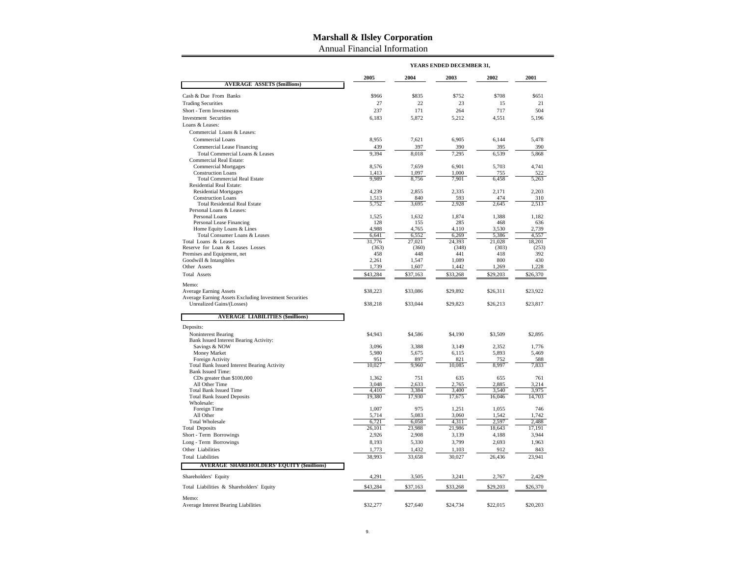# Marshall & Ilsley Corporation

Annual Financial Information

| | YEARS ENDED DECEMBER 31, | | | | |
|---|---|---|---|---|---|
| | 2005 | 2004 | 2003 | 2002 | 2001 |
| **AVERAGE ASSETS ($millions)** | | | | | |
| Cash & Due From Banks | $966 | $835 | $752 | $708 | $651 |
| Trading Securities | 27 | 22 | 23 | 15 | 21 |
| Short - Term Investments | 237 | 171 | 264 | 717 | 504 |
| Investment Securities | 6,183 | 5,872 | 5,212 | 4,551 | 5,196 |
| Loans & Leases: | | | | | |
| Commercial Loans & Leases: | | | | | |
| Commercial Loans | 8,955 | 7,621 | 6,905 | 6,144 | 5,478 |
| Commercial Lease Financing | 439 | 397 | 390 | 395 | 390 |
| Total Commercial Loans & Leases | 9,394 | 8,018 | 7,295 | 6,539 | 5,868 |
| Commercial Real Estate: | | | | | |
| Commercial Mortgages | 8,576 | 7,659 | 6,901 | 5,703 | 4,741 |
| Construction Loans | 1,413 | 1,097 | 1,000 | 755 | 522 |
| Total Commercial Real Estate | 9,989 | 8,756 | 7,901 | 6,458 | 5,263 |
| Residential Real Estate: | | | | | |
| Residential Mortgages | 4,239 | 2,855 | 2,335 | 2,171 | 2,203 |
| Construction Loans | 1,513 | 840 | 593 | 474 | 310 |
| Total Residential Real Estate | 5,752 | 3,695 | 2,928 | 2,645 | 2,513 |
| Personal Loans & Leases: | | | | | |
| Personal Loans | 1,525 | 1,632 | 1,874 | 1,388 | 1,182 |
| Personal Lease Financing | 128 | 155 | 285 | 468 | 636 |
| Home Equity Loans & Lines | 4,988 | 4,765 | 4,110 | 3,530 | 2,739 |
| Total Consumer Loans & Leases | 6,641 | 6,552 | 6,269 | 5,386 | 4,557 |
| Total Loans & Leases | 31,776 | 27,021 | 24,393 | 21,028 | 18,201 |
| Reserve for Loan & Leases Losses | (363) | (360) | (348) | (303) | (253) |
| Premises and Equipment, net | 458 | 448 | 441 | 418 | 392 |
| Goodwill & Intangibles | 2,261 | 1,547 | 1,089 | 800 | 430 |
| Other Assets | 1,739 | 1,607 | 1,442 | 1,269 | 1,228 |
| Total Assets | $43,284 | $37,163 | $33,268 | $29,203 | $26,370 |
| Memo: | | | | | |
| Average Earning Assets | $38,223 | $33,086 | $29,892 | $26,311 | $23,922 |
| Average Earning Assets Excluding Investment Securities Unrealized Gains/(Losses) | $38,218 | $33,044 | $29,823 | $26,213 | $23,817 |
| **AVERAGE LIABILITIES ($millions)** | | | | | |
| Deposits: | | | | | |
| Noninterest Bearing | $4,943 | $4,586 | $4,190 | $3,509 | $2,895 |
| Bank Issued Interest Bearing Activity: | | | | | |
| Savings & NOW | 3,096 | 3,388 | 3,149 | 2,352 | 1,776 |
| Money Market | 5,980 | 5,675 | 6,115 | 5,893 | 5,469 |
| Foreign Activity | 951 | 897 | 821 | 752 | 588 |
| Total Bank Issued Interest Bearing Activity | 10,027 | 9,960 | 10,085 | 8,997 | 7,833 |
| Bank Issued Time: | | | | | |
| CDs greater than $100,000 | 1,362 | 751 | 635 | 655 | 761 |
| All Other Time | 3,048 | 2,633 | 2,765 | 2,885 | 3,214 |
| Total Bank Issued Time | 4,410 | 3,384 | 3,400 | 3,540 | 3,975 |
| Total Bank Issued Deposits | 19,380 | 17,930 | 17,675 | 16,046 | 14,703 |
| Wholesale: | | | | | |
| Foreign Time | 1,007 | 975 | 1,251 | 1,055 | 746 |
| All Other | 5,714 | 5,083 | 3,060 | 1,542 | 1,742 |
| Total Wholesale | 6,721 | 6,058 | 4,311 | 2,597 | 2,488 |
| Total Deposits | 26,101 | 23,988 | 21,986 | 18,643 | 17,191 |
| Short - Term Borrowings | 2,926 | 2,908 | 3,139 | 4,188 | 3,944 |
| Long - Term Borrowings | 8,193 | 5,330 | 3,799 | 2,693 | 1,963 |
| Other Liabilities | 1,773 | 1,432 | 1,103 | 912 | 843 |
| Total Liabilities | 38,993 | 33,658 | 30,027 | 26,436 | 23,941 |
| **AVERAGE SHAREHOLDERS' EQUITY ($millions)** | | | | | |
| Shareholders' Equity | 4,291 | 3,505 | 3,241 | 2,767 | 2,429 |
| Total Liabilities & Shareholders' Equity | $43,284 | $37,163 | $33,268 | $29,203 | $26,370 |
| Memo: | | | | | |
| Average Interest Bearing Liabilities | $32,277 | $27,640 | $24,734 | $22,015 | $20,203 |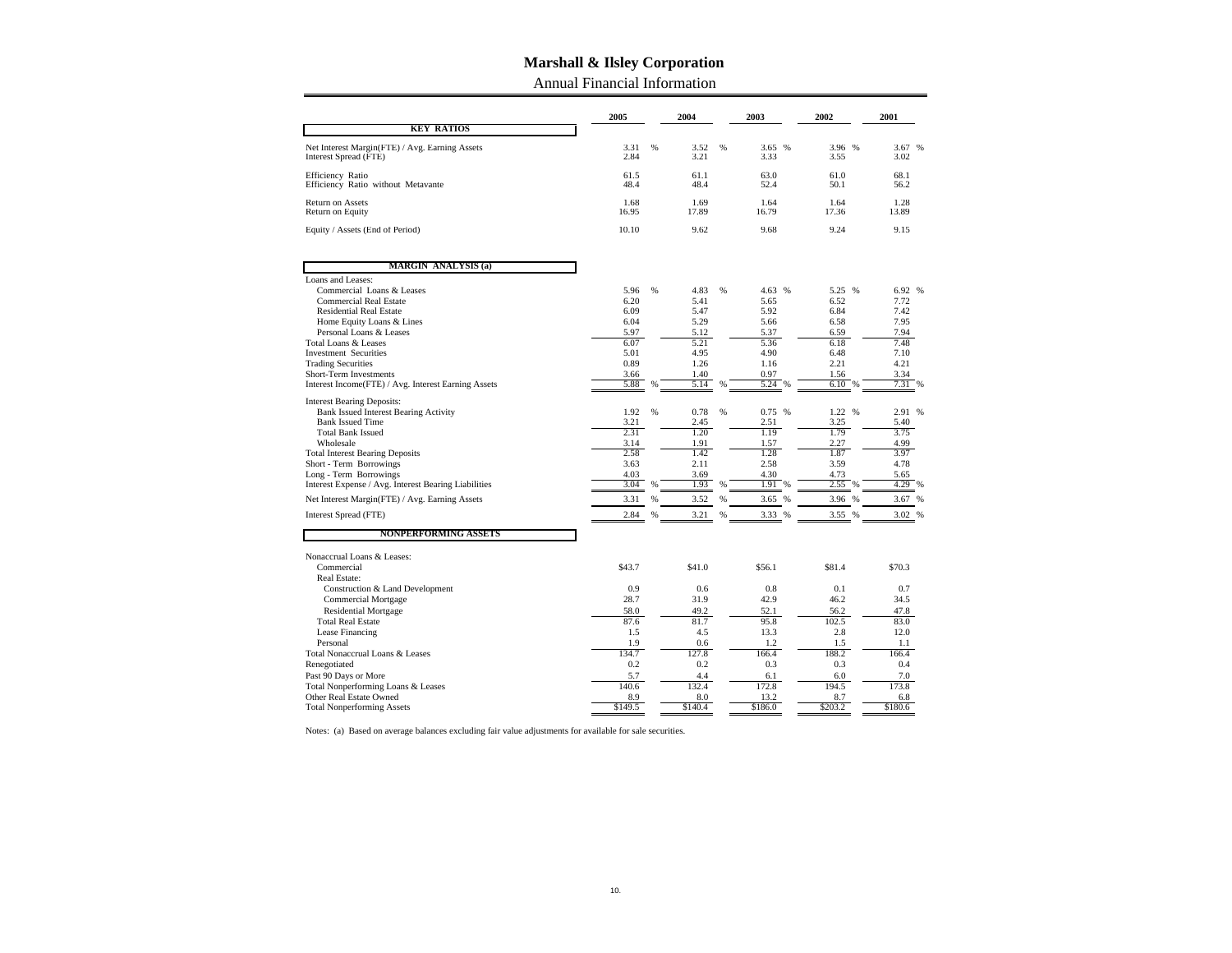# Marshall & Ilsley Corporation

Annual Financial Information

| | 2005 | 2004 | 2003 | 2002 | 2001 |
|---|---|---|---|---|---|
| **KEY RATIOS** | | | | | |
| Net Interest Margin(FTE) / Avg. Earning Assets | 3.31 % | 3.52 % | 3.65 % | 3.96 % | 3.67 % |
| Interest Spread (FTE) | 2.84 | 3.21 | 3.33 | 3.55 | 3.02 |
| Efficiency Ratio | 61.5 | 61.1 | 63.0 | 61.0 | 68.1 |
| Efficiency Ratio without Metavante | 48.4 | 48.4 | 52.4 | 50.1 | 56.2 |
| Return on Assets | 1.68 | 1.69 | 1.64 | 1.64 | 1.28 |
| Return on Equity | 16.95 | 17.89 | 16.79 | 17.36 | 13.89 |
| Equity / Assets (End of Period) | 10.10 | 9.62 | 9.68 | 9.24 | 9.15 |
| **MARGIN ANALYSIS (a)** | | | | | |
| Loans and Leases: | | | | | |
| Commercial Loans & Leases | 5.96 % | 4.83 % | 4.63 % | 5.25 % | 6.92 % |
| Commercial Real Estate | 6.20 | 5.41 | 5.65 | 6.52 | 7.72 |
| Residential Real Estate | 6.09 | 5.47 | 5.92 | 6.84 | 7.42 |
| Home Equity Loans & Lines | 6.04 | 5.29 | 5.66 | 6.58 | 7.95 |
| Personal Loans & Leases | 5.97 | 5.12 | 5.37 | 6.59 | 7.94 |
| Total Loans & Leases | 6.07 | 5.21 | 5.36 | 6.18 | 7.48 |
| Investment Securities | 5.01 | 4.95 | 4.90 | 6.48 | 7.10 |
| Trading Securities | 0.89 | 1.26 | 1.16 | 2.21 | 4.21 |
| Short-Term Investments | 3.66 | 1.40 | 0.97 | 1.56 | 3.34 |
| Interest Income(FTE) / Avg. Interest Earning Assets | 5.88 % | 5.14 % | 5.24 % | 6.10 % | 7.31 % |
| Interest Bearing Deposits: | | | | | |
| Bank Issued Interest Bearing Activity | 1.92 % | 0.78 % | 0.75 % | 1.22 % | 2.91 % |
| Bank Issued Time | 3.21 | 2.45 | 2.51 | 3.25 | 5.40 |
| Total Bank Issued | 2.31 | 1.20 | 1.19 | 1.79 | 3.75 |
| Wholesale | 3.14 | 1.91 | 1.57 | 2.27 | 4.99 |
| Total Interest Bearing Deposits | 2.58 | 1.42 | 1.28 | 1.87 | 3.97 |
| Short - Term Borrowings | 3.63 | 2.11 | 2.58 | 3.59 | 4.78 |
| Long - Term Borrowings | 4.03 | 3.69 | 4.30 | 4.73 | 5.65 |
| Interest Expense / Avg. Interest Bearing Liabilities | 3.04 % | 1.93 % | 1.91 % | 2.55 % | 4.29 % |
| Net Interest Margin(FTE) / Avg. Earning Assets | 3.31 % | 3.52 % | 3.65 % | 3.96 % | 3.67 % |
| Interest Spread (FTE) | 2.84 % | 3.21 % | 3.33 % | 3.55 % | 3.02 % |
| **NONPERFORMING ASSETS** | | | | | |
| Nonaccrual Loans & Leases: | | | | | |
| Commercial | $43.7 | $41.0 | $56.1 | $81.4 | $70.3 |
| Real Estate: | | | | | |
| Construction & Land Development | 0.9 | 0.6 | 0.8 | 0.1 | 0.7 |
| Commercial Mortgage | 28.7 | 31.9 | 42.9 | 46.2 | 34.5 |
| Residential Mortgage | 58.0 | 49.2 | 52.1 | 56.2 | 47.8 |
| Total Real Estate | 87.6 | 81.7 | 95.8 | 102.5 | 83.0 |
| Lease Financing | 1.5 | 4.5 | 13.3 | 2.8 | 12.0 |
| Personal | 1.9 | 0.6 | 1.2 | 1.5 | 1.1 |
| Total Nonaccrual Loans & Leases | 134.7 | 127.8 | 166.4 | 188.2 | 166.4 |
| Renegotiated | 0.2 | 0.2 | 0.3 | 0.3 | 0.4 |
| Past 90 Days or More | 5.7 | 4.4 | 6.1 | 6.0 | 7.0 |
| Total Nonperforming Loans & Leases | 140.6 | 132.4 | 172.8 | 194.5 | 173.8 |
| Other Real Estate Owned | 8.9 | 8.0 | 13.2 | 8.7 | 6.8 |
| Total Nonperforming Assets | $149.5 | $140.4 | $186.0 | $203.2 | $180.6 |

Notes: (a) Based on average balances excluding fair value adjustments for available for sale securities.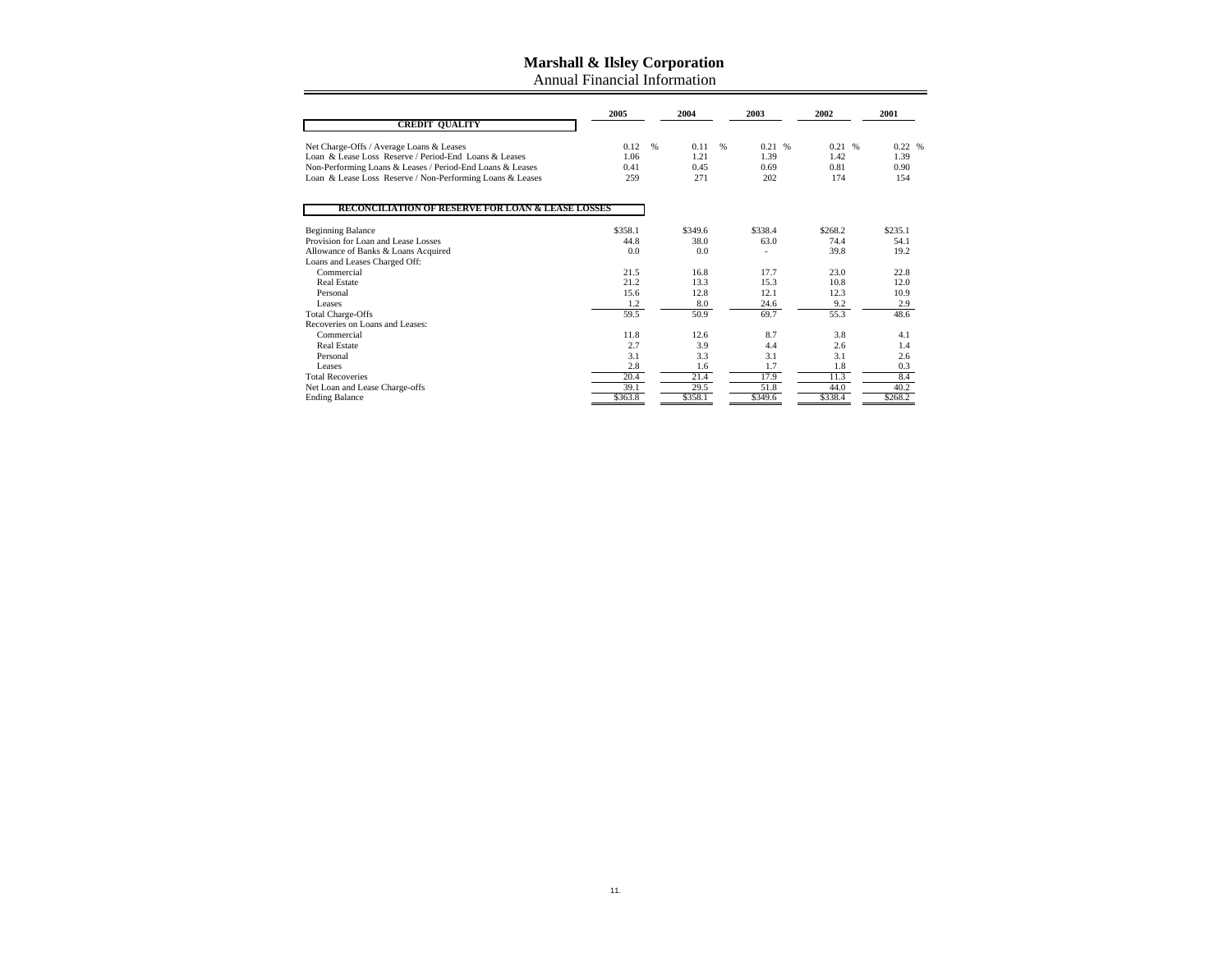# Marshall & Ilsley Corporation

## Annual Financial Information

| | 2005 | 2004 | 2003 | 2002 | 2001 |
|---|---|---|---|---|---|
| **CREDIT QUALITY** | | | | | |
| Net Charge-Offs / Average Loans & Leases | 0.12 % | 0.11 % | 0.21 % | 0.21 % | 0.22 % |
| Loan & Lease Loss Reserve / Period-End Loans & Leases | 1.06 | 1.21 | 1.39 | 1.42 | 1.39 |
| Non-Performing Loans & Leases / Period-End Loans & Leases | 0.41 | 0.45 | 0.69 | 0.81 | 0.90 |
| Loan & Lease Loss Reserve / Non-Performing Loans & Leases | 259 | 271 | 202 | 174 | 154 |
| **RECONCILIATION OF RESERVE FOR LOAN & LEASE LOSSES** | | | | | |
| Beginning Balance | \$358.1 | \$349.6 | \$338.4 | \$268.2 | \$235.1 |
| Provision for Loan and Lease Losses | 44.8 | 38.0 | 63.0 | 74.4 | 54.1 |
| Allowance of Banks & Loans Acquired | 0.0 | 0.0 | - | 39.8 | 19.2 |
| Loans and Leases Charged Off: | | | | | |
| Commercial | 21.5 | 16.8 | 17.7 | 23.0 | 22.8 |
| Real Estate | 21.2 | 13.3 | 15.3 | 10.8 | 12.0 |
| Personal | 15.6 | 12.8 | 12.1 | 12.3 | 10.9 |
| Leases | 1.2 | 8.0 | 24.6 | 9.2 | 2.9 |
| Total Charge-Offs | 59.5 | 50.9 | 69.7 | 55.3 | 48.6 |
| Recoveries on Loans and Leases: | | | | | |
| Commercial | 11.8 | 12.6 | 8.7 | 3.8 | 4.1 |
| Real Estate | 2.7 | 3.9 | 4.4 | 2.6 | 1.4 |
| Personal | 3.1 | 3.3 | 3.1 | 3.1 | 2.6 |
| Leases | 2.8 | 1.6 | 1.7 | 1.8 | 0.3 |
| Total Recoveries | 20.4 | 21.4 | 17.9 | 11.3 | 8.4 |
| Net Loan and Lease Charge-offs | 39.1 | 29.5 | 51.8 | 44.0 | 40.2 |
| Ending Balance | \$363.8 | \$358.1 | \$349.6 | \$338.4 | \$268.2 |